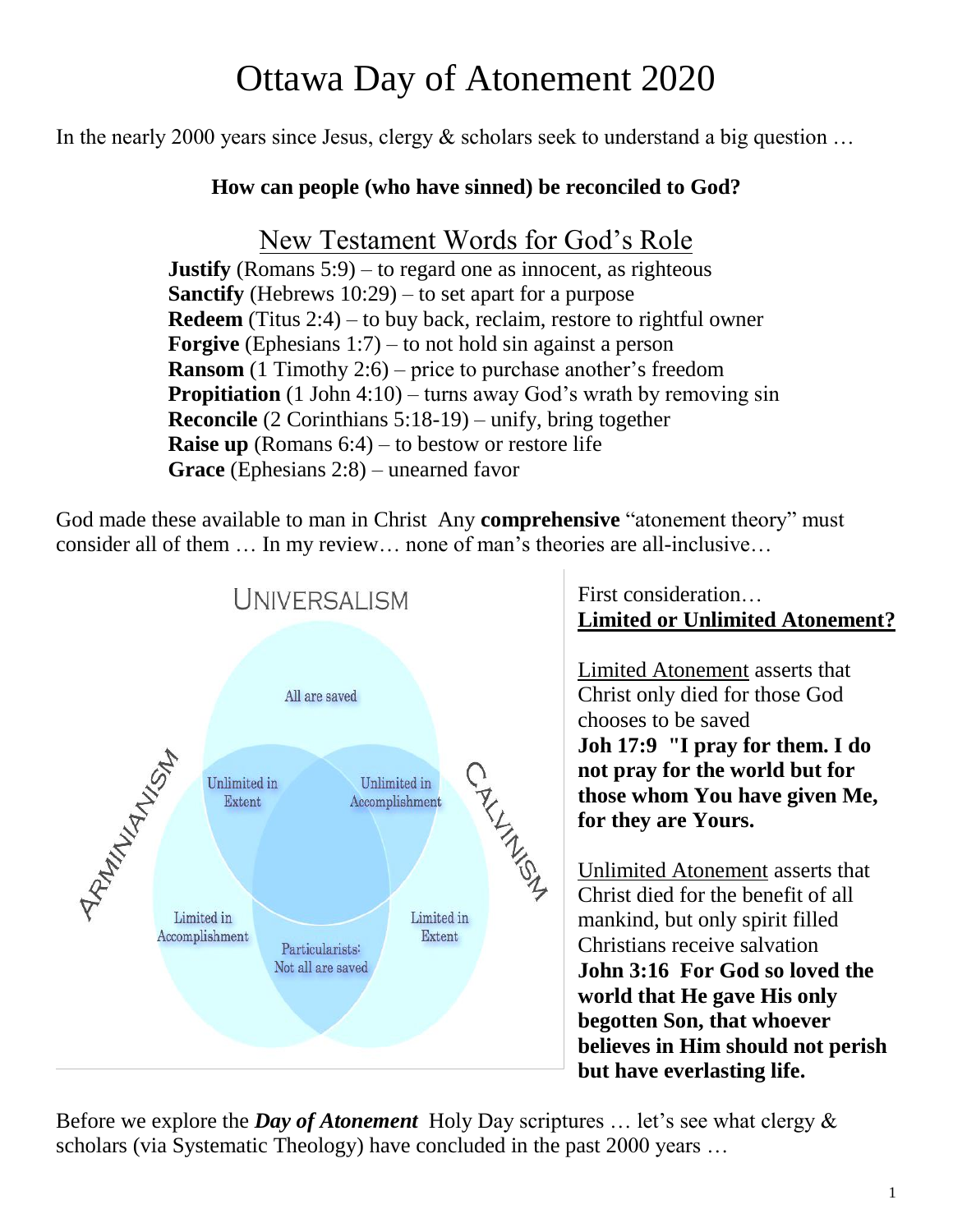# Ottawa Day of Atonement 2020

In the nearly 2000 years since Jesus, clergy & scholars seek to understand a big question …

**How can people (who have sinned) be reconciled to God?**

## New Testament Words for God's Role

**Justify** (Romans 5:9) – to regard one as innocent, as righteous
**Sanctify** (Hebrews 10:29) – to set apart for a purpose
**Redeem** (Titus 2:4) – to buy back, reclaim, restore to rightful owner
**Forgive** (Ephesians 1:7) – to not hold sin against a person
**Ransom** (1 Timothy 2:6) – price to purchase another's freedom
**Propitiation** (1 John 4:10) – turns away God's wrath by removing sin
**Reconcile** (2 Corinthians 5:18-19) – unify, bring together
**Raise up** (Romans 6:4) – to bestow or restore life
**Grace** (Ephesians 2:8) – unearned favor

God made these available to man in Christ Any **comprehensive** "atonement theory" must consider all of them … In my review… none of man's theories are all-inclusive…

UNIVERSALISM

All are saved

Unlimited in Extent

Unlimited in Accomplishment

ARMINIANISM

CALVINISM

Limited in Accomplishment

Limited in Extent

Particularists: Not all are saved

First consideration…
**Limited or Unlimited Atonement?**

Limited Atonement asserts that Christ only died for those God chooses to be saved
**Joh 17:9 "I pray for them. I do not pray for the world but for those whom You have given Me, for they are Yours.**

Unlimited Atonement asserts that Christ died for the benefit of all mankind, but only spirit filled Christians receive salvation
**John 3:16 For God so loved the world that He gave His only begotten Son, that whoever believes in Him should not perish but have everlasting life.**

Before we explore the ***Day of Atonement*** Holy Day scriptures … let's see what clergy & scholars (via Systematic Theology) have concluded in the past 2000 years …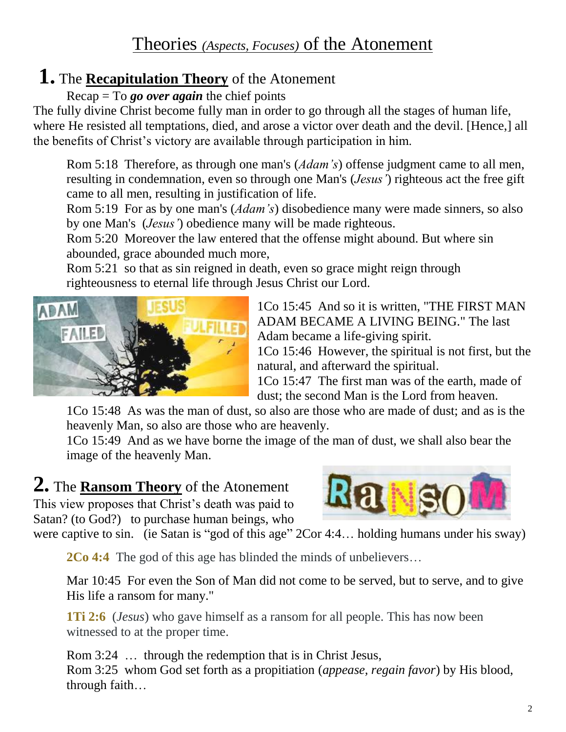# Theories *(Aspects, Focuses)* of the Atonement

## 1. The **Recapitulation Theory** of the Atonement

Recap = To ***go over again*** the chief points

The fully divine Christ become fully man in order to go through all the stages of human life, where He resisted all temptations, died, and arose a victor over death and the devil. [Hence,] all the benefits of Christ's victory are available through participation in him.

> Rom 5:18 Therefore, as through one man's (*Adam's*) offense judgment came to all men, resulting in condemnation, even so through one Man's (*Jesus'*) righteous act the free gift came to all men, resulting in justification of life.
> Rom 5:19 For as by one man's (*Adam's*) disobedience many were made sinners, so also by one Man's (*Jesus'*) obedience many will be made righteous.
> Rom 5:20 Moreover the law entered that the offense might abound. But where sin abounded, grace abounded much more,
> Rom 5:21 so that as sin reigned in death, even so grace might reign through righteousness to eternal life through Jesus Christ our Lord.

> 1Co 15:45 And so it is written, "THE FIRST MAN ADAM BECAME A LIVING BEING." The last Adam became a life-giving spirit.
> 1Co 15:46 However, the spiritual is not first, but the natural, and afterward the spiritual.
> 1Co 15:47 The first man was of the earth, made of dust; the second Man is the Lord from heaven.
> 1Co 15:48 As was the man of dust, so also are those who are made of dust; and as is the heavenly Man, so also are those who are heavenly.
> 1Co 15:49 And as we have borne the image of the man of dust, we shall also bear the image of the heavenly Man.

## 2. The **Ransom Theory** of the Atonement

This view proposes that Christ's death was paid to Satan? (to God?) to purchase human beings, who were captive to sin. (ie Satan is "god of this age" 2Cor 4:4… holding humans under his sway)

> **2Co 4:4** The god of this age has blinded the minds of unbelievers…

> Mar 10:45 For even the Son of Man did not come to be served, but to serve, and to give His life a ransom for many."

> **1Ti 2:6** (*Jesus*) who gave himself as a ransom for all people. This has now been witnessed to at the proper time.

> Rom 3:24 … through the redemption that is in Christ Jesus,
> Rom 3:25 whom God set forth as a propitiation (*appease, regain favor*) by His blood, through faith…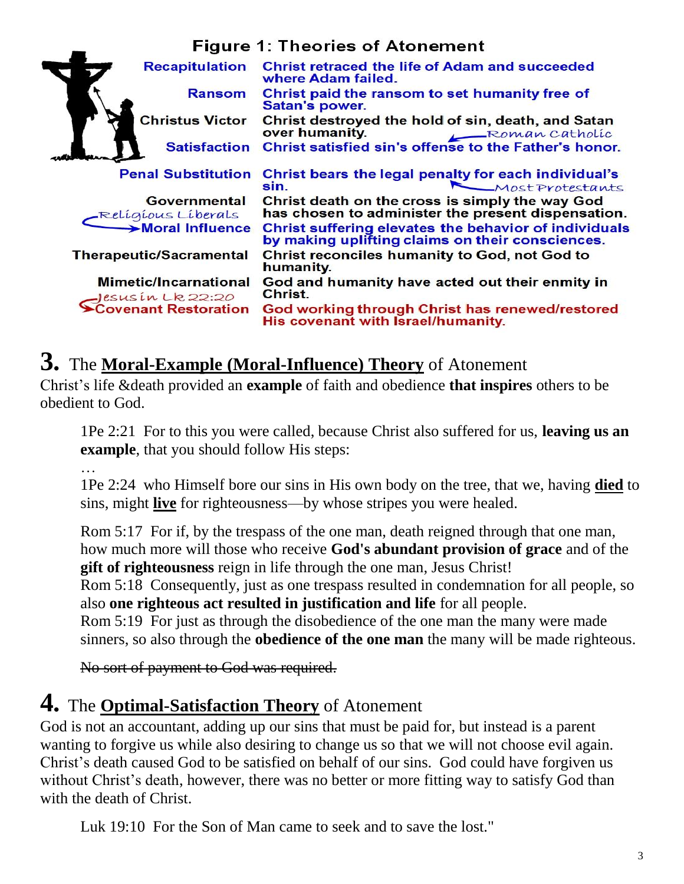**Figure 1: Theories of Atonement**

| Theory | Description |
|---|---|
| Recapitulation | Christ retraced the life of Adam and succeeded where Adam failed. |
| Ransom | Christ paid the ransom to set humanity free of Satan's power. |
| Christus Victor | Christ destroyed the hold of sin, death, and Satan over humanity. |
| Satisfaction | Christ satisfied sin's offense to the Father's honor. ← *Roman Catholic* |
| Penal Substitution | Christ bears the legal penalty for each individual's sin. ← *Most Protestants* |
| Governmental | Christ death on the cross is simply the way God has chosen to administer the present dispensation. |
| *Religious Liberals* → Moral Influence | Christ suffering elevates the behavior of individuals by making uplifting claims on their consciences. |
| Therapeutic/Sacramental | Christ reconciles humanity to God, not God to humanity. |
| Mimetic/Incarnational | God and humanity have acted out their enmity in Christ. |
| *Jesus in Lk 22:20* → Covenant Restoration | God working through Christ has renewed/restored His covenant with Israel/humanity. |

## 3. The **Moral-Example (Moral-Influence) Theory** of Atonement

Christ's life &death provided an **example** of faith and obedience **that inspires** others to be obedient to God.

> 1Pe 2:21 For to this you were called, because Christ also suffered for us, **leaving us an example**, that you should follow His steps:
> …
> 1Pe 2:24 who Himself bore our sins in His own body on the tree, that we, having **died** to sins, might **live** for righteousness—by whose stripes you were healed.
>
> Rom 5:17 For if, by the trespass of the one man, death reigned through that one man, how much more will those who receive **God's abundant provision of grace** and of the **gift of righteousness** reign in life through the one man, Jesus Christ!
> Rom 5:18 Consequently, just as one trespass resulted in condemnation for all people, so also **one righteous act resulted in justification and life** for all people.
> Rom 5:19 For just as through the disobedience of the one man the many were made sinners, so also through the **obedience of the one man** the many will be made righteous.
>
> ~~No sort of payment to God was required.~~

## 4. The **Optimal-Satisfaction Theory** of Atonement

God is not an accountant, adding up our sins that must be paid for, but instead is a parent wanting to forgive us while also desiring to change us so that we will not choose evil again. Christ's death caused God to be satisfied on behalf of our sins. God could have forgiven us without Christ's death, however, there was no better or more fitting way to satisfy God than with the death of Christ.

> Luk 19:10 For the Son of Man came to seek and to save the lost."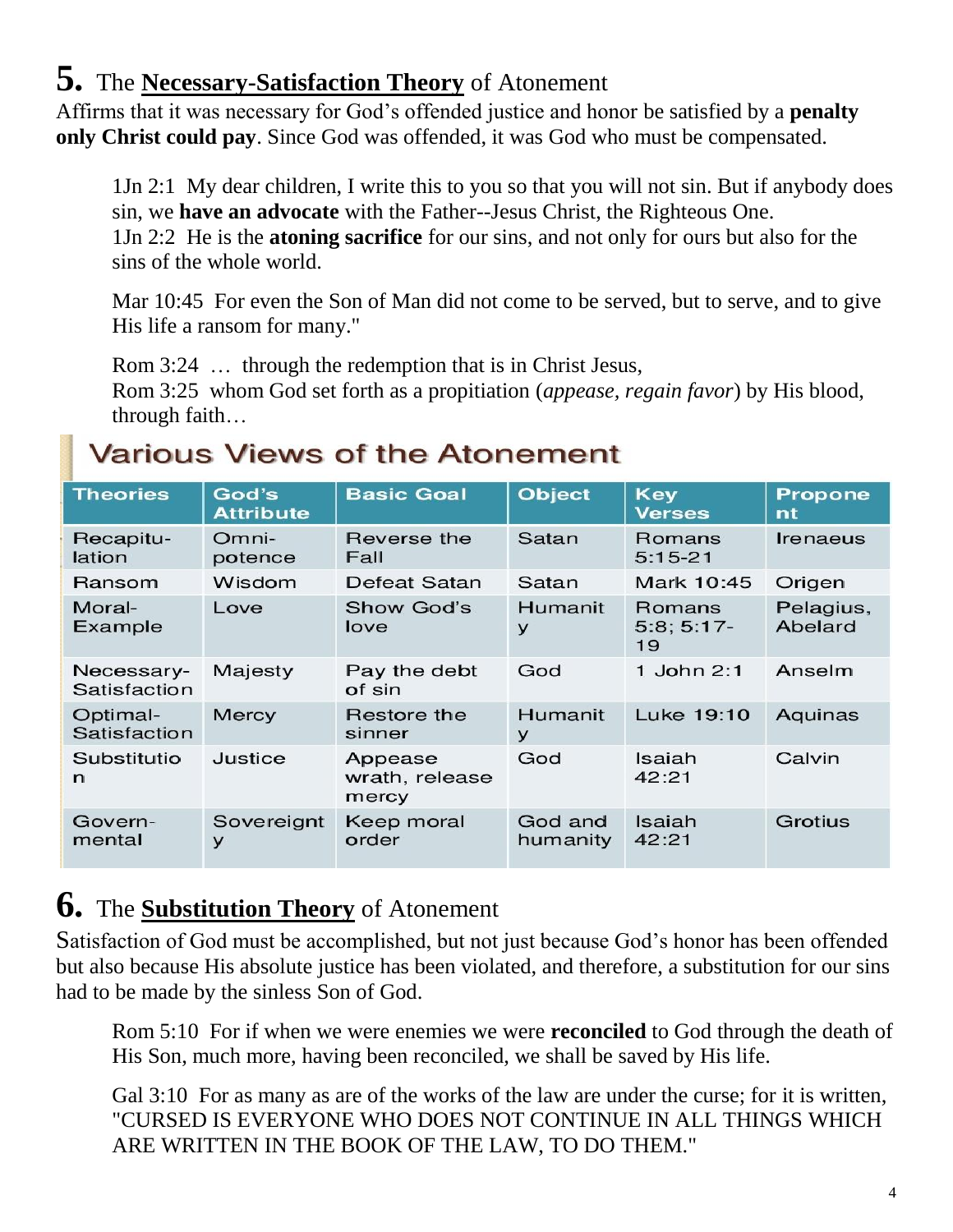## **5.** The **Necessary-Satisfaction Theory** of Atonement

Affirms that it was necessary for God's offended justice and honor be satisfied by a **penalty only Christ could pay**. Since God was offended, it was God who must be compensated.

> 1Jn 2:1 My dear children, I write this to you so that you will not sin. But if anybody does sin, we **have an advocate** with the Father--Jesus Christ, the Righteous One.
> 1Jn 2:2 He is the **atoning sacrifice** for our sins, and not only for ours but also for the sins of the whole world.
>
> Mar 10:45 For even the Son of Man did not come to be served, but to serve, and to give His life a ransom for many."
>
> Rom 3:24 … through the redemption that is in Christ Jesus,
> Rom 3:25 whom God set forth as a propitiation (*appease, regain favor*) by His blood, through faith…

### Various Views of the Atonement

| Theories | God's Attribute | Basic Goal | Object | Key Verses | Proponent |
|---|---|---|---|---|---|
| Recapitulation | Omnipotence | Reverse the Fall | Satan | Romans 5:15-21 | Irenaeus |
| Ransom | Wisdom | Defeat Satan | Satan | Mark 10:45 | Origen |
| Moral-Example | Love | Show God's love | Humanity | Romans 5:8; 5:17-19 | Pelagius, Abelard |
| Necessary-Satisfaction | Majesty | Pay the debt of sin | God | 1 John 2:1 | Anselm |
| Optimal-Satisfaction | Mercy | Restore the sinner | Humanity | Luke 19:10 | Aquinas |
| Substitution | Justice | Appease wrath, release mercy | God | Isaiah 42:21 | Calvin |
| Governmental | Sovereignty | Keep moral order | God and humanity | Isaiah 42:21 | Grotius |

## **6.** The **Substitution Theory** of Atonement

Satisfaction of God must be accomplished, but not just because God's honor has been offended but also because His absolute justice has been violated, and therefore, a substitution for our sins had to be made by the sinless Son of God.

> Rom 5:10 For if when we were enemies we were **reconciled** to God through the death of His Son, much more, having been reconciled, we shall be saved by His life.
>
> Gal 3:10 For as many as are of the works of the law are under the curse; for it is written, "CURSED IS EVERYONE WHO DOES NOT CONTINUE IN ALL THINGS WHICH ARE WRITTEN IN THE BOOK OF THE LAW, TO DO THEM."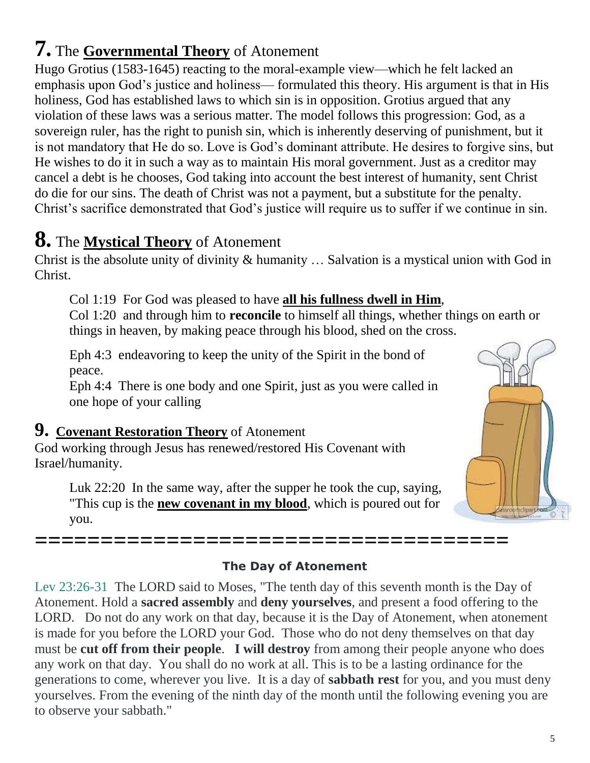# **7.** The **Governmental Theory** of Atonement

Hugo Grotius (1583-1645) reacting to the moral-example view—which he felt lacked an emphasis upon God's justice and holiness— formulated this theory. His argument is that in His holiness, God has established laws to which sin is in opposition. Grotius argued that any violation of these laws was a serious matter. The model follows this progression: God, as a sovereign ruler, has the right to punish sin, which is inherently deserving of punishment, but it is not mandatory that He do so. Love is God's dominant attribute. He desires to forgive sins, but He wishes to do it in such a way as to maintain His moral government. Just as a creditor may cancel a debt is he chooses, God taking into account the best interest of humanity, sent Christ do die for our sins. The death of Christ was not a payment, but a substitute for the penalty. Christ's sacrifice demonstrated that God's justice will require us to suffer if we continue in sin.

# **8.** The **Mystical Theory** of Atonement

Christ is the absolute unity of divinity & humanity … Salvation is a mystical union with God in Christ.

> Col 1:19 For God was pleased to have **all his fullness dwell in Him**,
> Col 1:20 and through him to **reconcile** to himself all things, whether things on earth or things in heaven, by making peace through his blood, shed on the cross.

> Eph 4:3 endeavoring to keep the unity of the Spirit in the bond of peace.
> Eph 4:4 There is one body and one Spirit, just as you were called in one hope of your calling

## **9. Covenant Restoration Theory** of Atonement

God working through Jesus has renewed/restored His Covenant with Israel/humanity.

> Luk 22:20 In the same way, after the supper he took the cup, saying, "This cup is the **new covenant in my blood**, which is poured out for you.

====================================

**The Day of Atonement**

Lev 23:26-31 The LORD said to Moses, "The tenth day of this seventh month is the Day of Atonement. Hold a **sacred assembly** and **deny yourselves**, and present a food offering to the LORD. Do not do any work on that day, because it is the Day of Atonement, when atonement is made for you before the LORD your God. Those who do not deny themselves on that day must be **cut off from their people**. **I will destroy** from among their people anyone who does any work on that day. You shall do no work at all. This is to be a lasting ordinance for the generations to come, wherever you live. It is a day of **sabbath rest** for you, and you must deny yourselves. From the evening of the ninth day of the month until the following evening you are to observe your sabbath."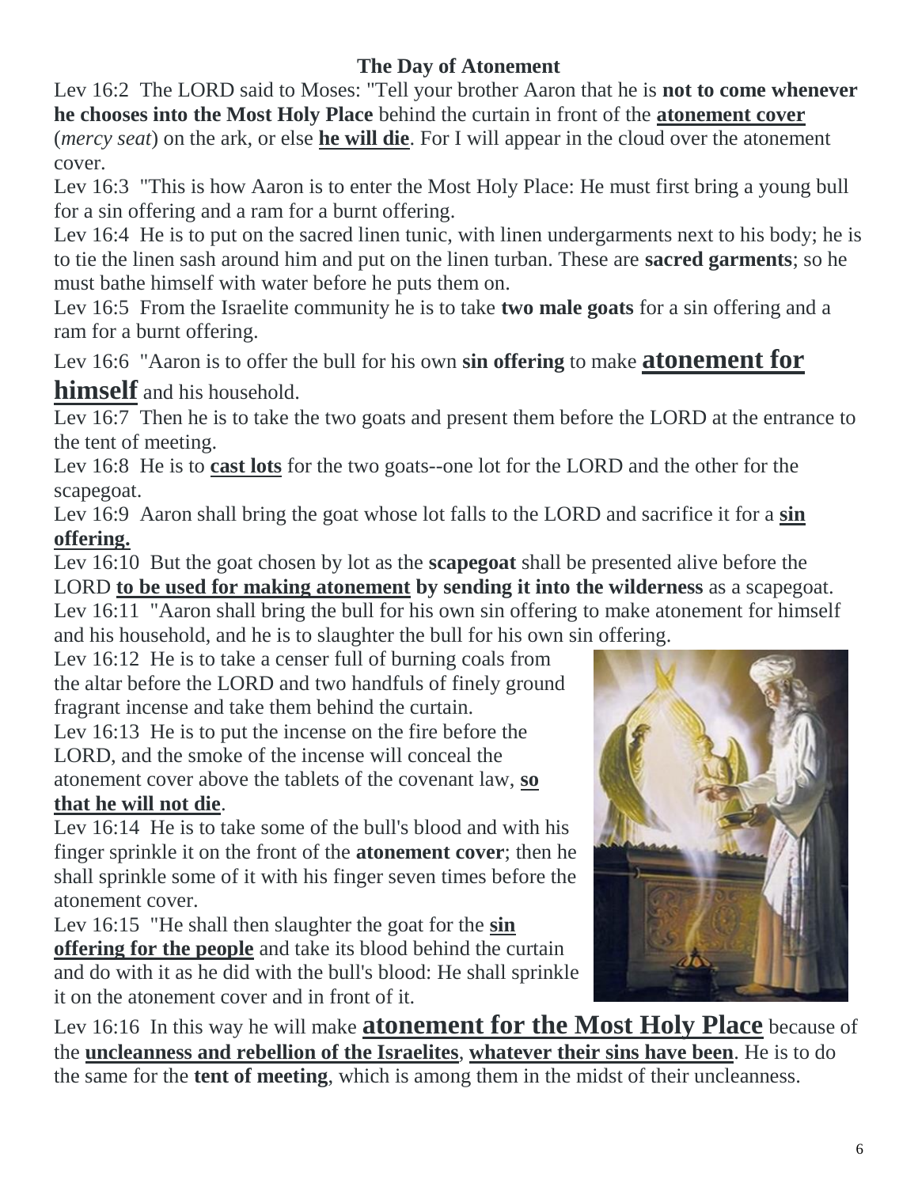**The Day of Atonement**

Lev 16:2  The LORD said to Moses: "Tell your brother Aaron that he is **not to come whenever he chooses into the Most Holy Place** behind the curtain in front of the **atonement cover** (*mercy seat*) on the ark, or else **he will die**. For I will appear in the cloud over the atonement cover.

Lev 16:3  "This is how Aaron is to enter the Most Holy Place: He must first bring a young bull for a sin offering and a ram for a burnt offering.

Lev 16:4  He is to put on the sacred linen tunic, with linen undergarments next to his body; he is to tie the linen sash around him and put on the linen turban. These are **sacred garments**; so he must bathe himself with water before he puts them on.

Lev 16:5  From the Israelite community he is to take **two male goats** for a sin offering and a ram for a burnt offering.

Lev 16:6  "Aaron is to offer the bull for his own **sin offering** to make **atonement for himself** and his household.

Lev 16:7  Then he is to take the two goats and present them before the LORD at the entrance to the tent of meeting.

Lev 16:8  He is to **cast lots** for the two goats--one lot for the LORD and the other for the scapegoat.

Lev 16:9  Aaron shall bring the goat whose lot falls to the LORD and sacrifice it for a **sin offering.**

Lev 16:10  But the goat chosen by lot as the **scapegoat** shall be presented alive before the LORD **to be used for making atonement by sending it into the wilderness** as a scapegoat.

Lev 16:11  "Aaron shall bring the bull for his own sin offering to make atonement for himself and his household, and he is to slaughter the bull for his own sin offering.

Lev 16:12  He is to take a censer full of burning coals from the altar before the LORD and two handfuls of finely ground fragrant incense and take them behind the curtain.

Lev 16:13  He is to put the incense on the fire before the LORD, and the smoke of the incense will conceal the atonement cover above the tablets of the covenant law, **so that he will not die**.

Lev 16:14  He is to take some of the bull's blood and with his finger sprinkle it on the front of the **atonement cover**; then he shall sprinkle some of it with his finger seven times before the atonement cover.

Lev 16:15  "He shall then slaughter the goat for the **sin offering for the people** and take its blood behind the curtain and do with it as he did with the bull's blood: He shall sprinkle it on the atonement cover and in front of it.

Lev 16:16  In this way he will make **atonement for the Most Holy Place** because of the **uncleanness and rebellion of the Israelites**, **whatever their sins have been**. He is to do the same for the **tent of meeting**, which is among them in the midst of their uncleanness.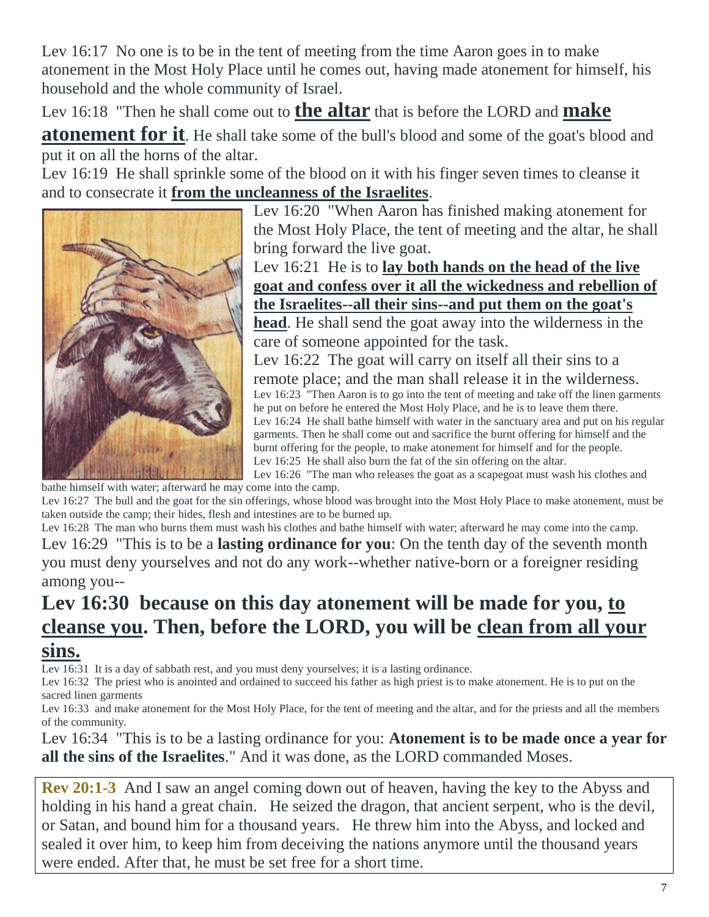Lev 16:17 No one is to be in the tent of meeting from the time Aaron goes in to make atonement in the Most Holy Place until he comes out, having made atonement for himself, his household and the whole community of Israel.

Lev 16:18 "Then he shall come out to **the altar** that is before the LORD and **make atonement for it**. He shall take some of the bull's blood and some of the goat's blood and put it on all the horns of the altar.

Lev 16:19 He shall sprinkle some of the blood on it with his finger seven times to cleanse it and to consecrate it **from the uncleanness of the Israelites**.

Lev 16:20 "When Aaron has finished making atonement for the Most Holy Place, the tent of meeting and the altar, he shall bring forward the live goat.

Lev 16:21 He is to **lay both hands on the head of the live goat and confess over it all the wickedness and rebellion of the Israelites--all their sins--and put them on the goat's head**. He shall send the goat away into the wilderness in the care of someone appointed for the task.

Lev 16:22 The goat will carry on itself all their sins to a remote place; and the man shall release it in the wilderness.

Lev 16:23 "Then Aaron is to go into the tent of meeting and take off the linen garments he put on before he entered the Most Holy Place, and he is to leave them there.

Lev 16:24 He shall bathe himself with water in the sanctuary area and put on his regular garments. Then he shall come out and sacrifice the burnt offering for himself and the burnt offering for the people, to make atonement for himself and for the people.

Lev 16:25 He shall also burn the fat of the sin offering on the altar.

Lev 16:26 "The man who releases the goat as a scapegoat must wash his clothes and bathe himself with water; afterward he may come into the camp.

Lev 16:27 The bull and the goat for the sin offerings, whose blood was brought into the Most Holy Place to make atonement, must be taken outside the camp; their hides, flesh and intestines are to be burned up.

Lev 16:28 The man who burns them must wash his clothes and bathe himself with water; afterward he may come into the camp.

Lev 16:29 "This is to be a **lasting ordinance for you**: On the tenth day of the seventh month you must deny yourselves and not do any work--whether native-born or a foreigner residing among you--

## Lev 16:30 because on this day atonement will be made for you, to cleanse you. Then, before the LORD, you will be clean from all your sins.

Lev 16:31 It is a day of sabbath rest, and you must deny yourselves; it is a lasting ordinance.

Lev 16:32 The priest who is anointed and ordained to succeed his father as high priest is to make atonement. He is to put on the sacred linen garments

Lev 16:33 and make atonement for the Most Holy Place, for the tent of meeting and the altar, and for the priests and all the members of the community.

Lev 16:34 "This is to be a lasting ordinance for you: **Atonement is to be made once a year for all the sins of the Israelites**." And it was done, as the LORD commanded Moses.

**Rev 20:1-3** And I saw an angel coming down out of heaven, having the key to the Abyss and holding in his hand a great chain. He seized the dragon, that ancient serpent, who is the devil, or Satan, and bound him for a thousand years. He threw him into the Abyss, and locked and sealed it over him, to keep him from deceiving the nations anymore until the thousand years were ended. After that, he must be set free for a short time.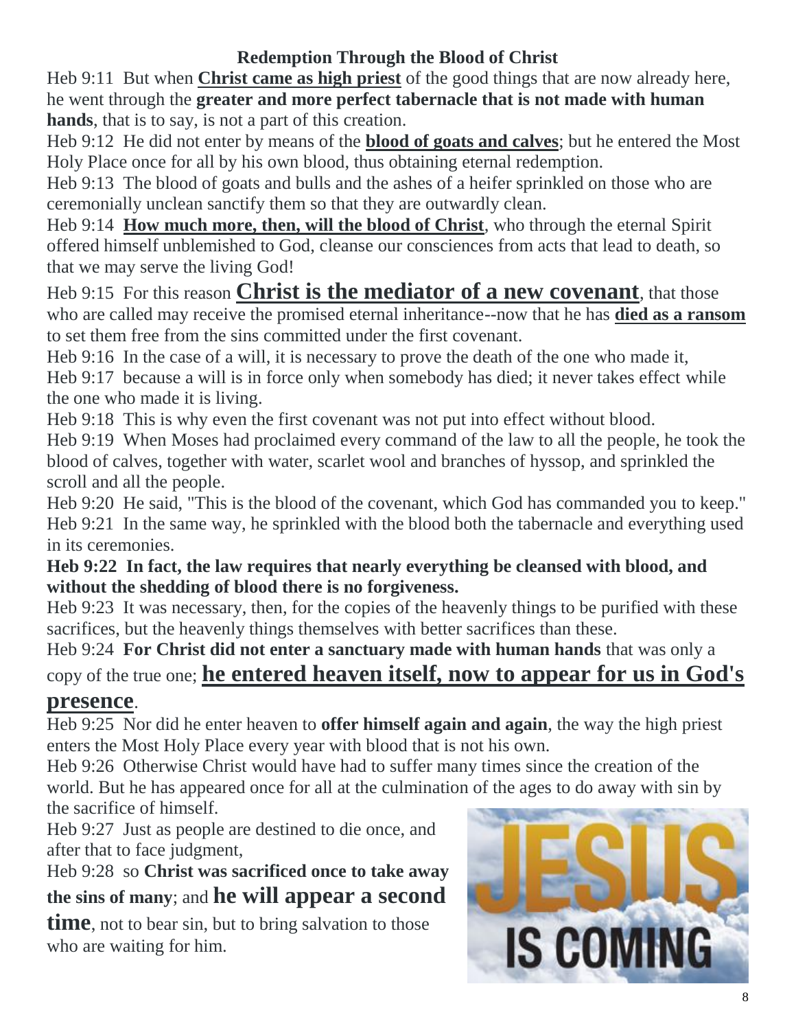**Redemption Through the Blood of Christ**

Heb 9:11 But when **Christ came as high priest** of the good things that are now already here, he went through the **greater and more perfect tabernacle that is not made with human hands**, that is to say, is not a part of this creation.

Heb 9:12 He did not enter by means of the **blood of goats and calves**; but he entered the Most Holy Place once for all by his own blood, thus obtaining eternal redemption.

Heb 9:13 The blood of goats and bulls and the ashes of a heifer sprinkled on those who are ceremonially unclean sanctify them so that they are outwardly clean.

Heb 9:14 **How much more, then, will the blood of Christ**, who through the eternal Spirit offered himself unblemished to God, cleanse our consciences from acts that lead to death, so that we may serve the living God!

Heb 9:15 For this reason **Christ is the mediator of a new covenant**, that those who are called may receive the promised eternal inheritance--now that he has **died as a ransom** to set them free from the sins committed under the first covenant.

Heb 9:16 In the case of a will, it is necessary to prove the death of the one who made it,

Heb 9:17 because a will is in force only when somebody has died; it never takes effect while the one who made it is living.

Heb 9:18 This is why even the first covenant was not put into effect without blood.

Heb 9:19 When Moses had proclaimed every command of the law to all the people, he took the blood of calves, together with water, scarlet wool and branches of hyssop, and sprinkled the scroll and all the people.

Heb 9:20 He said, "This is the blood of the covenant, which God has commanded you to keep."

Heb 9:21 In the same way, he sprinkled with the blood both the tabernacle and everything used in its ceremonies.

**Heb 9:22 In fact, the law requires that nearly everything be cleansed with blood, and without the shedding of blood there is no forgiveness.**

Heb 9:23 It was necessary, then, for the copies of the heavenly things to be purified with these sacrifices, but the heavenly things themselves with better sacrifices than these.

Heb 9:24 **For Christ did not enter a sanctuary made with human hands** that was only a copy of the true one; **he entered heaven itself, now to appear for us in God's presence**.

Heb 9:25 Nor did he enter heaven to **offer himself again and again**, the way the high priest enters the Most Holy Place every year with blood that is not his own.

Heb 9:26 Otherwise Christ would have had to suffer many times since the creation of the world. But he has appeared once for all at the culmination of the ages to do away with sin by the sacrifice of himself.

Heb 9:27 Just as people are destined to die once, and after that to face judgment,

Heb 9:28 so **Christ was sacrificed once to take away the sins of many**; and **he will appear a second time**, not to bear sin, but to bring salvation to those who are waiting for him.

JESUS IS COMING